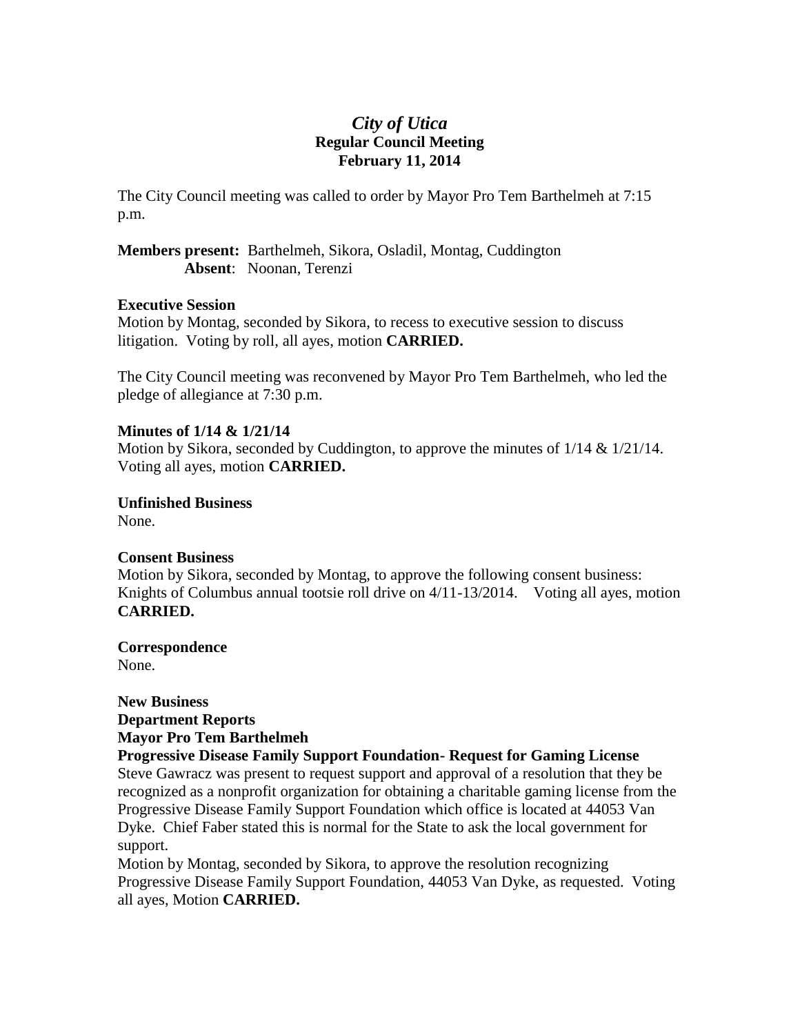# *City of Utica*

## Regular Council Meeting
## February 11, 2014

The City Council meeting was called to order by Mayor Pro Tem Barthelmeh at 7:15 p.m.

**Members present:** Barthelmeh, Sikora, Osladil, Montag, Cuddington
**Absent**: Noonan, Terenzi

**Executive Session**
Motion by Montag, seconded by Sikora, to recess to executive session to discuss litigation. Voting by roll, all ayes, motion **CARRIED.**

The City Council meeting was reconvened by Mayor Pro Tem Barthelmeh, who led the pledge of allegiance at 7:30 p.m.

**Minutes of 1/14 & 1/21/14**
Motion by Sikora, seconded by Cuddington, to approve the minutes of 1/14 & 1/21/14. Voting all ayes, motion **CARRIED.**

**Unfinished Business**
None.

**Consent Business**
Motion by Sikora, seconded by Montag, to approve the following consent business: Knights of Columbus annual tootsie roll drive on 4/11-13/2014. Voting all ayes, motion **CARRIED.**

**Correspondence**
None.

**New Business**
**Department Reports**
**Mayor Pro Tem Barthelmeh**
**Progressive Disease Family Support Foundation- Request for Gaming License**
Steve Gawracz was present to request support and approval of a resolution that they be recognized as a nonprofit organization for obtaining a charitable gaming license from the Progressive Disease Family Support Foundation which office is located at 44053 Van Dyke. Chief Faber stated this is normal for the State to ask the local government for support.
Motion by Montag, seconded by Sikora, to approve the resolution recognizing Progressive Disease Family Support Foundation, 44053 Van Dyke, as requested. Voting all ayes, Motion **CARRIED.**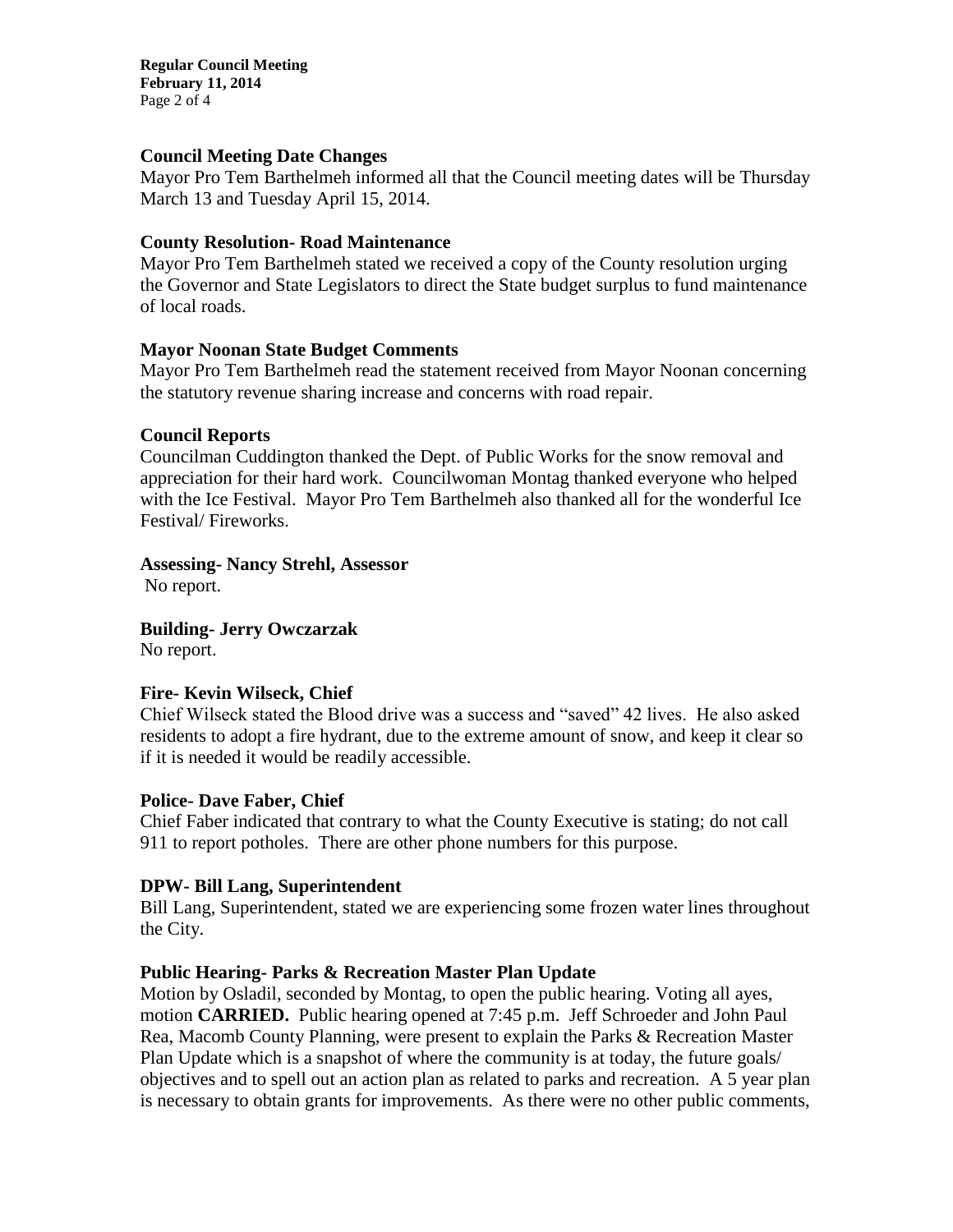## Council Meeting Date Changes

Mayor Pro Tem Barthelmeh informed all that the Council meeting dates will be Thursday March 13 and Tuesday April 15, 2014.

## County Resolution- Road Maintenance

Mayor Pro Tem Barthelmeh stated we received a copy of the County resolution urging the Governor and State Legislators to direct the State budget surplus to fund maintenance of local roads.

## Mayor Noonan State Budget Comments

Mayor Pro Tem Barthelmeh read the statement received from Mayor Noonan concerning the statutory revenue sharing increase and concerns with road repair.

## Council Reports

Councilman Cuddington thanked the Dept. of Public Works for the snow removal and appreciation for their hard work. Councilwoman Montag thanked everyone who helped with the Ice Festival. Mayor Pro Tem Barthelmeh also thanked all for the wonderful Ice Festival/ Fireworks.

## Assessing- Nancy Strehl, Assessor

No report.

## Building- Jerry Owczarzak

No report.

## Fire- Kevin Wilseck, Chief

Chief Wilseck stated the Blood drive was a success and "saved" 42 lives. He also asked residents to adopt a fire hydrant, due to the extreme amount of snow, and keep it clear so if it is needed it would be readily accessible.

## Police- Dave Faber, Chief

Chief Faber indicated that contrary to what the County Executive is stating; do not call 911 to report potholes. There are other phone numbers for this purpose.

## DPW- Bill Lang, Superintendent

Bill Lang, Superintendent, stated we are experiencing some frozen water lines throughout the City.

## Public Hearing- Parks & Recreation Master Plan Update

Motion by Osladil, seconded by Montag, to open the public hearing. Voting all ayes, motion **CARRIED.** Public hearing opened at 7:45 p.m. Jeff Schroeder and John Paul Rea, Macomb County Planning, were present to explain the Parks & Recreation Master Plan Update which is a snapshot of where the community is at today, the future goals/ objectives and to spell out an action plan as related to parks and recreation. A 5 year plan is necessary to obtain grants for improvements. As there were no other public comments,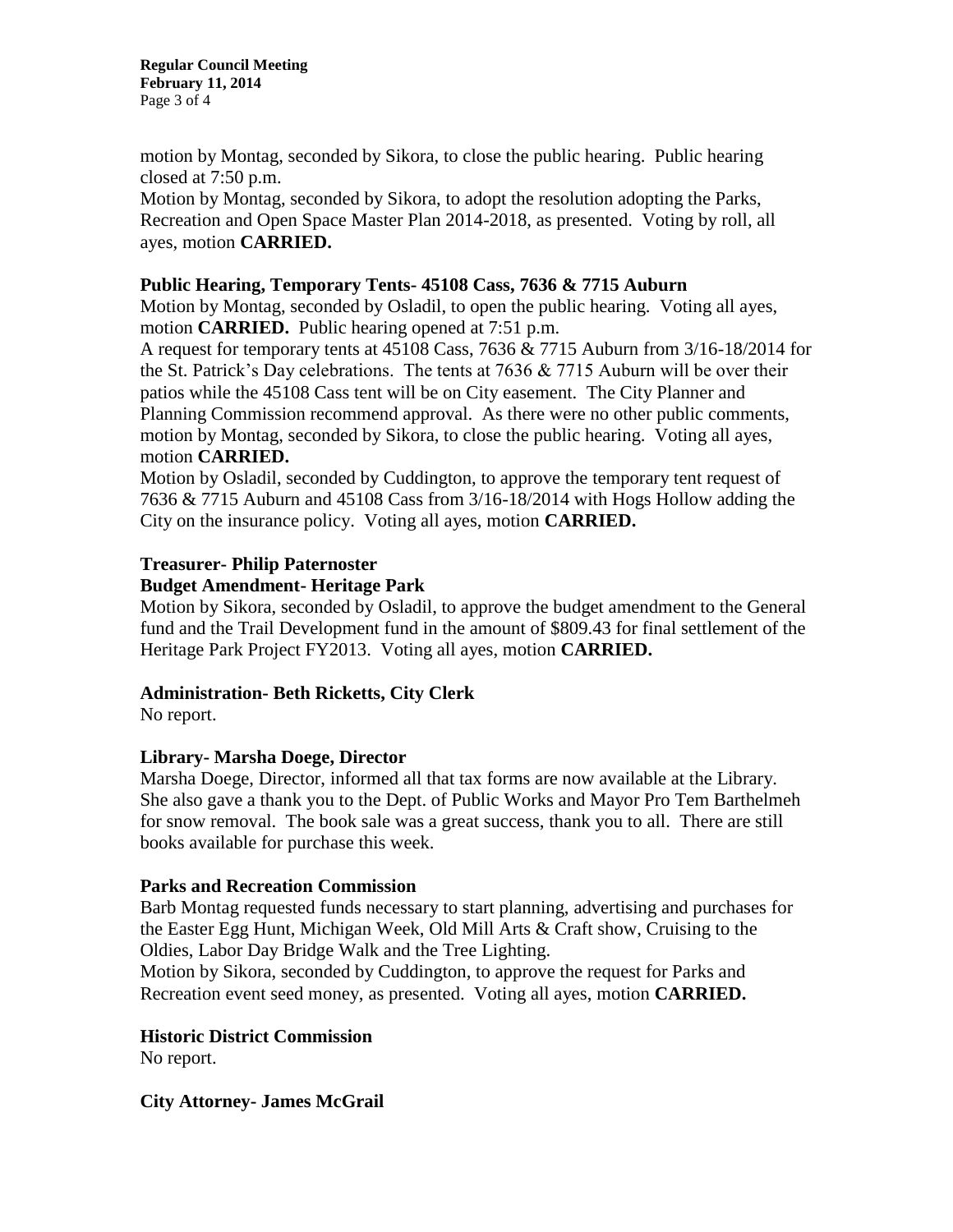motion by Montag, seconded by Sikora, to close the public hearing. Public hearing closed at 7:50 p.m.

Motion by Montag, seconded by Sikora, to adopt the resolution adopting the Parks, Recreation and Open Space Master Plan 2014-2018, as presented. Voting by roll, all ayes, motion **CARRIED.**

**Public Hearing, Temporary Tents- 45108 Cass, 7636 & 7715 Auburn**

Motion by Montag, seconded by Osladil, to open the public hearing. Voting all ayes, motion **CARRIED.** Public hearing opened at 7:51 p.m.

A request for temporary tents at 45108 Cass, 7636 & 7715 Auburn from 3/16-18/2014 for the St. Patrick's Day celebrations. The tents at 7636 & 7715 Auburn will be over their patios while the 45108 Cass tent will be on City easement. The City Planner and Planning Commission recommend approval. As there were no other public comments, motion by Montag, seconded by Sikora, to close the public hearing. Voting all ayes, motion **CARRIED.**

Motion by Osladil, seconded by Cuddington, to approve the temporary tent request of 7636 & 7715 Auburn and 45108 Cass from 3/16-18/2014 with Hogs Hollow adding the City on the insurance policy. Voting all ayes, motion **CARRIED.**

**Treasurer- Philip Paternoster**

**Budget Amendment- Heritage Park**

Motion by Sikora, seconded by Osladil, to approve the budget amendment to the General fund and the Trail Development fund in the amount of $809.43 for final settlement of the Heritage Park Project FY2013. Voting all ayes, motion **CARRIED.**

**Administration- Beth Ricketts, City Clerk**

No report.

**Library- Marsha Doege, Director**

Marsha Doege, Director, informed all that tax forms are now available at the Library. She also gave a thank you to the Dept. of Public Works and Mayor Pro Tem Barthelmeh for snow removal. The book sale was a great success, thank you to all. There are still books available for purchase this week.

**Parks and Recreation Commission**

Barb Montag requested funds necessary to start planning, advertising and purchases for the Easter Egg Hunt, Michigan Week, Old Mill Arts & Craft show, Cruising to the Oldies, Labor Day Bridge Walk and the Tree Lighting.

Motion by Sikora, seconded by Cuddington, to approve the request for Parks and Recreation event seed money, as presented. Voting all ayes, motion **CARRIED.**

**Historic District Commission**

No report.

**City Attorney- James McGrail**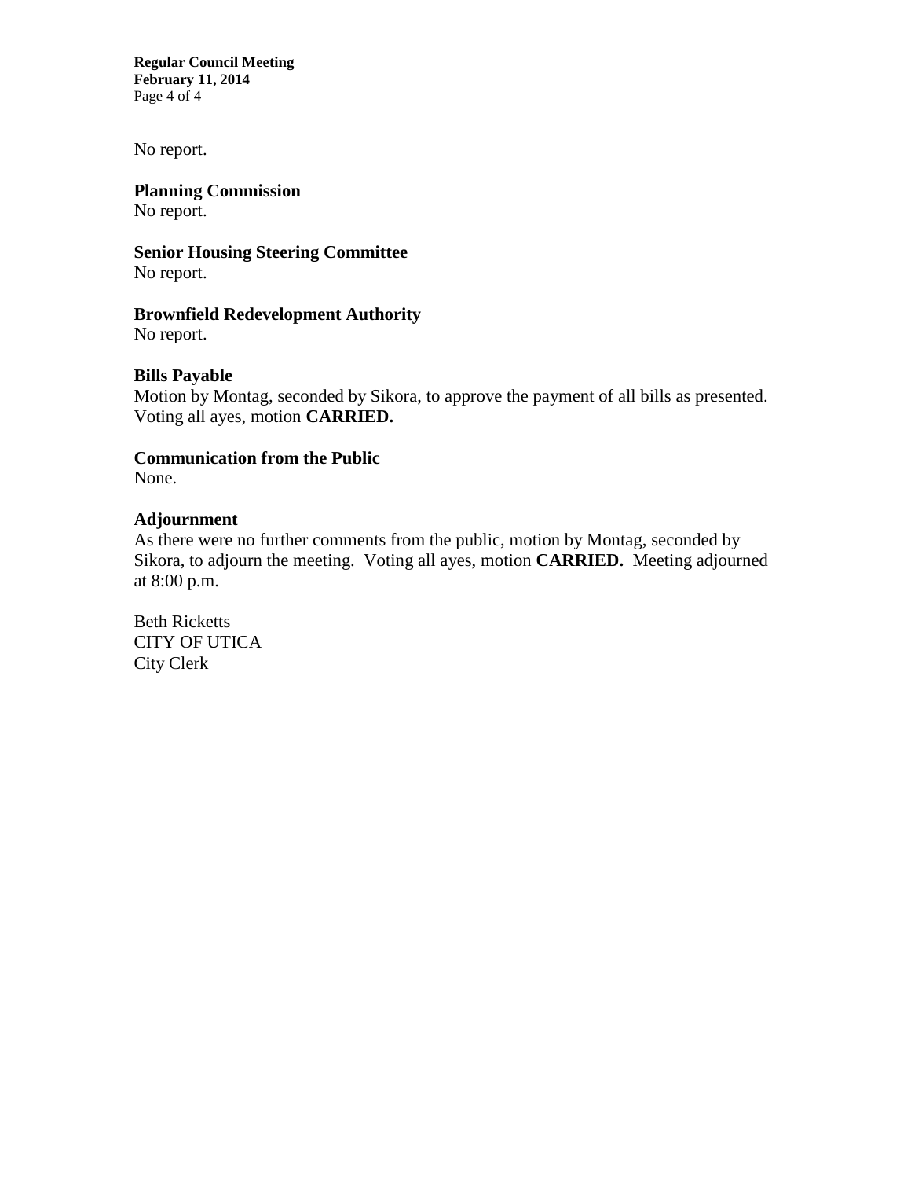No report.

**Planning Commission**
No report.

**Senior Housing Steering Committee**
No report.

**Brownfield Redevelopment Authority**
No report.

**Bills Payable**
Motion by Montag, seconded by Sikora, to approve the payment of all bills as presented. Voting all ayes, motion **CARRIED.**

**Communication from the Public**
None.

**Adjournment**
As there were no further comments from the public, motion by Montag, seconded by Sikora, to adjourn the meeting. Voting all ayes, motion **CARRIED.** Meeting adjourned at 8:00 p.m.

Beth Ricketts
CITY OF UTICA
City Clerk